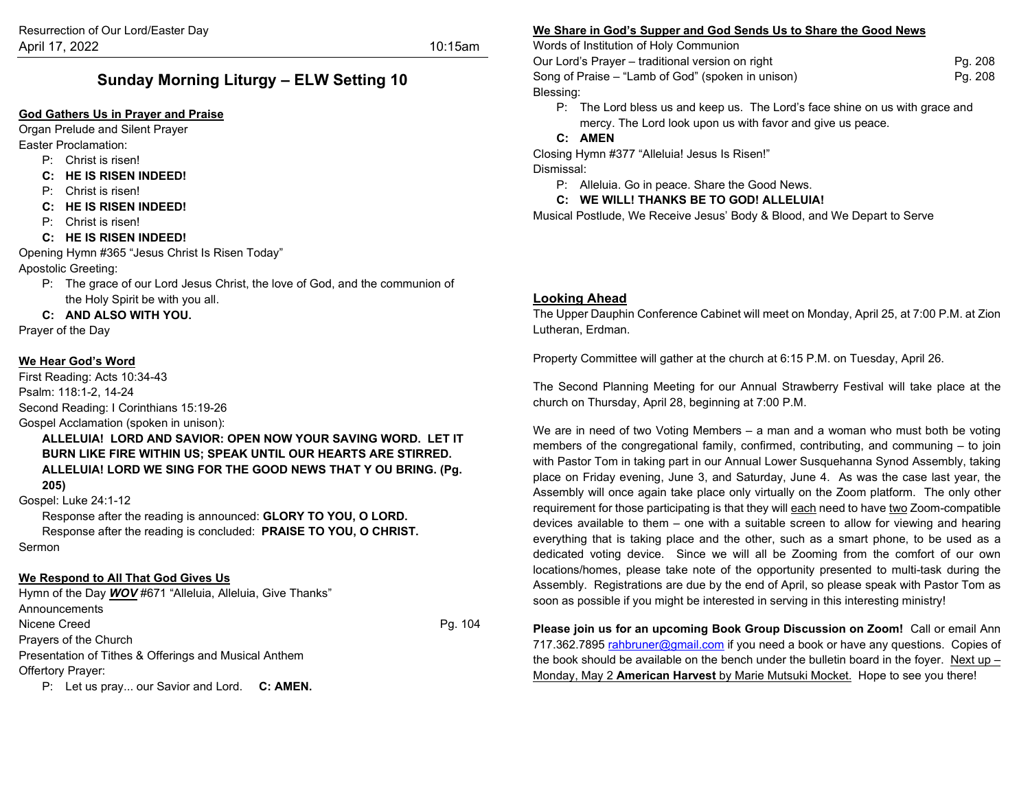Resurrection of Our Lord/Easter Day
April 17, 2022 10:15am

# Sunday Morning Liturgy – ELW Setting 10

**God Gathers Us in Prayer and Praise**

Organ Prelude and Silent Prayer

Easter Proclamation:

P: Christ is risen!

**C: HE IS RISEN INDEED!**

P: Christ is risen!

**C: HE IS RISEN INDEED!**

P: Christ is risen!

**C: HE IS RISEN INDEED!**

Opening Hymn #365 "Jesus Christ Is Risen Today"

Apostolic Greeting:

P: The grace of our Lord Jesus Christ, the love of God, and the communion of the Holy Spirit be with you all.

**C: AND ALSO WITH YOU.**

Prayer of the Day

**We Hear God's Word**

First Reading: Acts 10:34-43

Psalm: 118:1-2, 14-24

Second Reading: I Corinthians 15:19-26

Gospel Acclamation (spoken in unison):

**ALLELUIA! LORD AND SAVIOR: OPEN NOW YOUR SAVING WORD. LET IT BURN LIKE FIRE WITHIN US; SPEAK UNTIL OUR HEARTS ARE STIRRED. ALLELUIA! LORD WE SING FOR THE GOOD NEWS THAT Y OU BRING. (Pg. 205)**

Gospel: Luke 24:1-12

Response after the reading is announced: **GLORY TO YOU, O LORD.**

Response after the reading is concluded: **PRAISE TO YOU, O CHRIST.**

Sermon

**We Respond to All That God Gives Us**

Hymn of the Day ***WOV*** #671 "Alleluia, Alleluia, Give Thanks"

Announcements

Nicene Creed Pg. 104

Prayers of the Church

Presentation of Tithes & Offerings and Musical Anthem

Offertory Prayer:

P: Let us pray... our Savior and Lord. **C: AMEN.**

**We Share in God's Supper and God Sends Us to Share the Good News**

Words of Institution of Holy Communion

Our Lord's Prayer – traditional version on right Pg. 208

Song of Praise – "Lamb of God" (spoken in unison) Pg. 208

Blessing:

P: The Lord bless us and keep us. The Lord's face shine on us with grace and mercy. The Lord look upon us with favor and give us peace.

**C: AMEN**

Closing Hymn #377 "Alleluia! Jesus Is Risen!"

Dismissal:

P: Alleluia. Go in peace. Share the Good News.

**C: WE WILL! THANKS BE TO GOD! ALLELUIA!**

Musical Postlude, We Receive Jesus' Body & Blood, and We Depart to Serve

**Looking Ahead**

The Upper Dauphin Conference Cabinet will meet on Monday, April 25, at 7:00 P.M. at Zion Lutheran, Erdman.

Property Committee will gather at the church at 6:15 P.M. on Tuesday, April 26.

The Second Planning Meeting for our Annual Strawberry Festival will take place at the church on Thursday, April 28, beginning at 7:00 P.M.

We are in need of two Voting Members – a man and a woman who must both be voting members of the congregational family, confirmed, contributing, and communing – to join with Pastor Tom in taking part in our Annual Lower Susquehanna Synod Assembly, taking place on Friday evening, June 3, and Saturday, June 4. As was the case last year, the Assembly will once again take place only virtually on the Zoom platform. The only other requirement for those participating is that they will each need to have two Zoom-compatible devices available to them – one with a suitable screen to allow for viewing and hearing everything that is taking place and the other, such as a smart phone, to be used as a dedicated voting device. Since we will all be Zooming from the comfort of our own locations/homes, please take note of the opportunity presented to multi-task during the Assembly. Registrations are due by the end of April, so please speak with Pastor Tom as soon as possible if you might be interested in serving in this interesting ministry!

**Please join us for an upcoming Book Group Discussion on Zoom!** Call or email Ann 717.362.7895 rahbruner@gmail.com if you need a book or have any questions. Copies of the book should be available on the bench under the bulletin board in the foyer. Next up – Monday, May 2 **American Harvest** by Marie Mutsuki Mocket. Hope to see you there!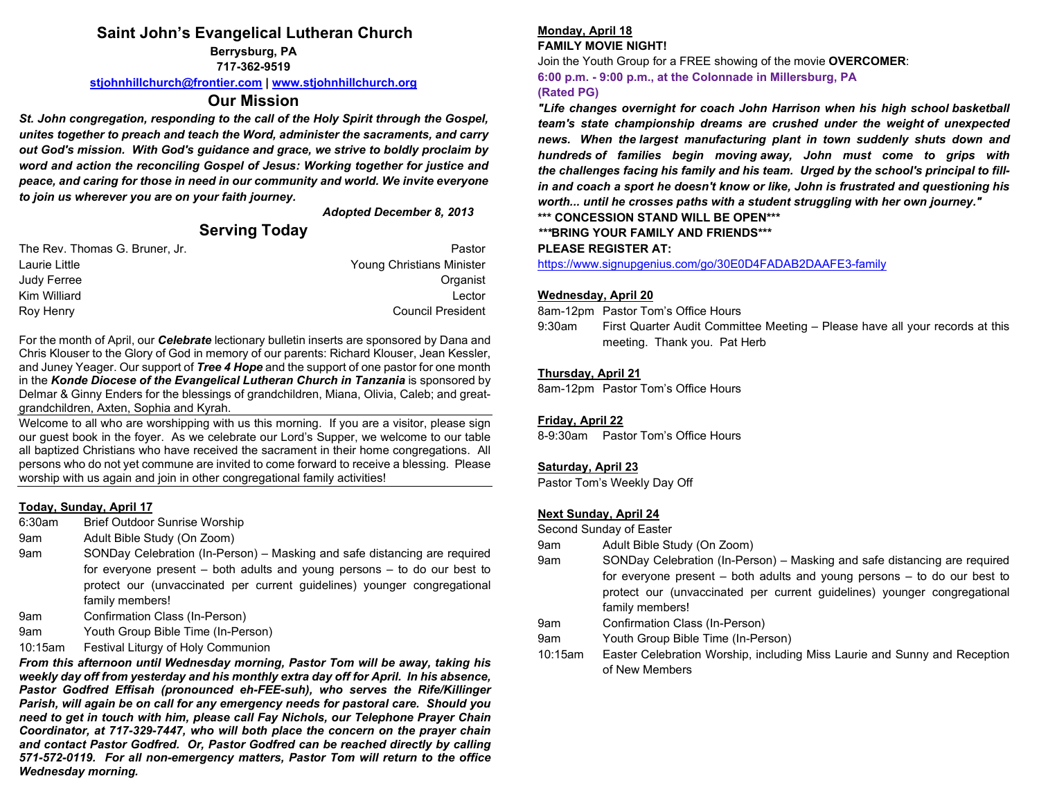# Saint John's Evangelical Lutheran Church

**Berrysburg, PA**
**717-362-9519**
**stjohnhillchurch@frontier.com | www.stjohnhillchurch.org**

## Our Mission

***St. John congregation, responding to the call of the Holy Spirit through the Gospel, unites together to preach and teach the Word, administer the sacraments, and carry out God's mission. With God's guidance and grace, we strive to boldly proclaim by word and action the reconciling Gospel of Jesus: Working together for justice and peace, and caring for those in need in our community and world. We invite everyone to join us wherever you are on your faith journey.***

***Adopted December 8, 2013***

## Serving Today

| | |
|---|---|
| The Rev. Thomas G. Bruner, Jr. | Pastor |
| Laurie Little | Young Christians Minister |
| Judy Ferree | Organist |
| Kim Williard | Lector |
| Roy Henry | Council President |

For the month of April, our ***Celebrate*** lectionary bulletin inserts are sponsored by Dana and Chris Klouser to the Glory of God in memory of our parents: Richard Klouser, Jean Kessler, and Juney Yeager. Our support of ***Tree 4 Hope*** and the support of one pastor for one month in the ***Konde Diocese of the Evangelical Lutheran Church in Tanzania*** is sponsored by Delmar & Ginny Enders for the blessings of grandchildren, Miana, Olivia, Caleb; and great-grandchildren, Axten, Sophia and Kyrah.

Welcome to all who are worshipping with us this morning. If you are a visitor, please sign our guest book in the foyer. As we celebrate our Lord's Supper, we welcome to our table all baptized Christians who have received the sacrament in their home congregations. All persons who do not yet commune are invited to come forward to receive a blessing. Please worship with us again and join in other congregational family activities!

**Today, Sunday, April 17**

- 6:30am Brief Outdoor Sunrise Worship
- 9am Adult Bible Study (On Zoom)
- 9am SONDay Celebration (In-Person) – Masking and safe distancing are required for everyone present – both adults and young persons – to do our best to protect our (unvaccinated per current guidelines) younger congregational family members!
- 9am Confirmation Class (In-Person)
- 9am Youth Group Bible Time (In-Person)
- 10:15am Festival Liturgy of Holy Communion

***From this afternoon until Wednesday morning, Pastor Tom will be away, taking his weekly day off from yesterday and his monthly extra day off for April. In his absence, Pastor Godfred Effisah (pronounced eh-FEE-suh), who serves the Rife/Killinger Parish, will again be on call for any emergency needs for pastoral care. Should you need to get in touch with him, please call Fay Nichols, our Telephone Prayer Chain Coordinator, at 717-329-7447, who will both place the concern on the prayer chain and contact Pastor Godfred. Or, Pastor Godfred can be reached directly by calling 571-572-0119. For all non-emergency matters, Pastor Tom will return to the office Wednesday morning.***

**Monday, April 18**

**FAMILY MOVIE NIGHT!**

Join the Youth Group for a FREE showing of the movie **OVERCOMER**:

**6:00 p.m. - 9:00 p.m., at the Colonnade in Millersburg, PA**
**(Rated PG)**

***"Life changes overnight for coach John Harrison when his high school basketball team's state championship dreams are crushed under the weight of unexpected news. When the largest manufacturing plant in town suddenly shuts down and hundreds of families begin moving away, John must come to grips with the challenges facing his family and his team. Urged by the school's principal to fill-in and coach a sport he doesn't know or like, John is frustrated and questioning his worth... until he crosses paths with a student struggling with her own journey."***

**\*\*\* CONCESSION STAND WILL BE OPEN\*\*\***

**\*\*\*BRING YOUR FAMILY AND FRIENDS\*\*\***

**PLEASE REGISTER AT:**

https://www.signupgenius.com/go/30E0D4FADAB2DAAFE3-family

**Wednesday, April 20**

- 8am-12pm Pastor Tom's Office Hours
- 9:30am First Quarter Audit Committee Meeting – Please have all your records at this meeting. Thank you. Pat Herb

**Thursday, April 21**

- 8am-12pm Pastor Tom's Office Hours

**Friday, April 22**

- 8-9:30am Pastor Tom's Office Hours

**Saturday, April 23**

Pastor Tom's Weekly Day Off

**Next Sunday, April 24**

Second Sunday of Easter

- 9am Adult Bible Study (On Zoom)
- 9am SONDay Celebration (In-Person) – Masking and safe distancing are required for everyone present – both adults and young persons – to do our best to protect our (unvaccinated per current guidelines) younger congregational family members!
- 9am Confirmation Class (In-Person)
- 9am Youth Group Bible Time (In-Person)
- 10:15am Easter Celebration Worship, including Miss Laurie and Sunny and Reception of New Members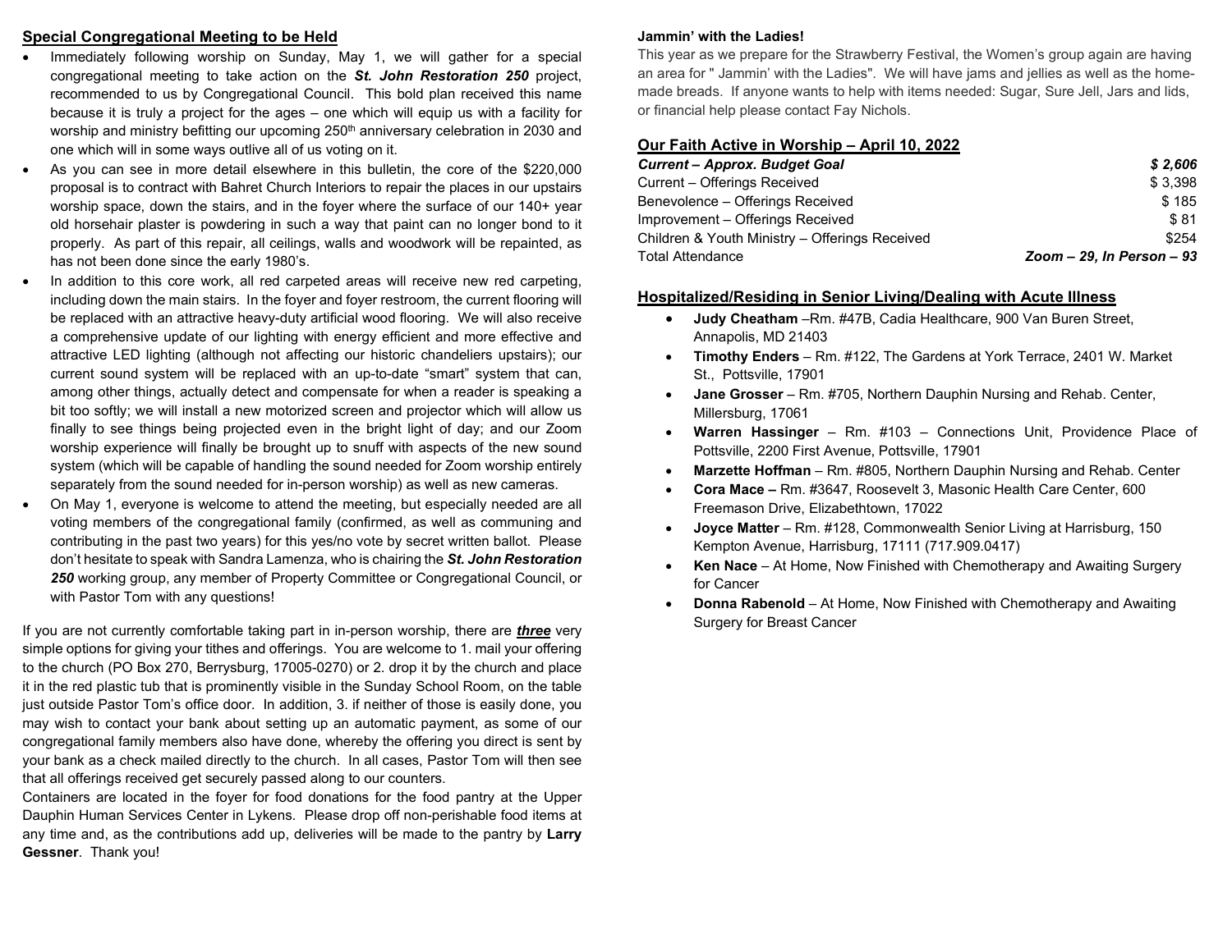## Special Congregational Meeting to be Held

- Immediately following worship on Sunday, May 1, we will gather for a special congregational meeting to take action on the ***St. John Restoration 250*** project, recommended to us by Congregational Council. This bold plan received this name because it is truly a project for the ages – one which will equip us with a facility for worship and ministry befitting our upcoming 250th anniversary celebration in 2030 and one which will in some ways outlive all of us voting on it.
- As you can see in more detail elsewhere in this bulletin, the core of the $220,000 proposal is to contract with Bahret Church Interiors to repair the places in our upstairs worship space, down the stairs, and in the foyer where the surface of our 140+ year old horsehair plaster is powdering in such a way that paint can no longer bond to it properly. As part of this repair, all ceilings, walls and woodwork will be repainted, as has not been done since the early 1980's.
- In addition to this core work, all red carpeted areas will receive new red carpeting, including down the main stairs. In the foyer and foyer restroom, the current flooring will be replaced with an attractive heavy-duty artificial wood flooring. We will also receive a comprehensive update of our lighting with energy efficient and more effective and attractive LED lighting (although not affecting our historic chandeliers upstairs); our current sound system will be replaced with an up-to-date "smart" system that can, among other things, actually detect and compensate for when a reader is speaking a bit too softly; we will install a new motorized screen and projector which will allow us finally to see things being projected even in the bright light of day; and our Zoom worship experience will finally be brought up to snuff with aspects of the new sound system (which will be capable of handling the sound needed for Zoom worship entirely separately from the sound needed for in-person worship) as well as new cameras.
- On May 1, everyone is welcome to attend the meeting, but especially needed are all voting members of the congregational family (confirmed, as well as communing and contributing in the past two years) for this yes/no vote by secret written ballot. Please don't hesitate to speak with Sandra Lamenza, who is chairing the ***St. John Restoration 250*** working group, any member of Property Committee or Congregational Council, or with Pastor Tom with any questions!

If you are not currently comfortable taking part in in-person worship, there are ***three*** very simple options for giving your tithes and offerings. You are welcome to 1. mail your offering to the church (PO Box 270, Berrysburg, 17005-0270) or 2. drop it by the church and place it in the red plastic tub that is prominently visible in the Sunday School Room, on the table just outside Pastor Tom's office door. In addition, 3. if neither of those is easily done, you may wish to contact your bank about setting up an automatic payment, as some of our congregational family members also have done, whereby the offering you direct is sent by your bank as a check mailed directly to the church. In all cases, Pastor Tom will then see that all offerings received get securely passed along to our counters.

Containers are located in the foyer for food donations for the food pantry at the Upper Dauphin Human Services Center in Lykens. Please drop off non-perishable food items at any time and, as the contributions add up, deliveries will be made to the pantry by **Larry Gessner**. Thank you!

**Jammin' with the Ladies!**

This year as we prepare for the Strawberry Festival, the Women's group again are having an area for " Jammin' with the Ladies". We will have jams and jellies as well as the home-made breads. If anyone wants to help with items needed: Sugar, Sure Jell, Jars and lids, or financial help please contact Fay Nichols.

## Our Faith Active in Worship – April 10, 2022

| | |
|---|---|
| ***Current – Approx. Budget Goal*** | ***$ 2,606*** |
| Current – Offerings Received | $ 3,398 |
| Benevolence – Offerings Received | $ 185 |
| Improvement – Offerings Received | $ 81 |
| Children & Youth Ministry – Offerings Received | $254 |
| Total Attendance | *Zoom – 29, In Person – 93* |

## Hospitalized/Residing in Senior Living/Dealing with Acute Illness

- **Judy Cheatham** –Rm. #47B, Cadia Healthcare, 900 Van Buren Street, Annapolis, MD 21403
- **Timothy Enders** – Rm. #122, The Gardens at York Terrace, 2401 W. Market St., Pottsville, 17901
- **Jane Grosser** – Rm. #705, Northern Dauphin Nursing and Rehab. Center, Millersburg, 17061
- **Warren Hassinger** – Rm. #103 – Connections Unit, Providence Place of Pottsville, 2200 First Avenue, Pottsville, 17901
- **Marzette Hoffman** – Rm. #805, Northern Dauphin Nursing and Rehab. Center
- **Cora Mace –** Rm. #3647, Roosevelt 3, Masonic Health Care Center, 600 Freemason Drive, Elizabethtown, 17022
- **Joyce Matter** – Rm. #128, Commonwealth Senior Living at Harrisburg, 150 Kempton Avenue, Harrisburg, 17111 (717.909.0417)
- **Ken Nace** – At Home, Now Finished with Chemotherapy and Awaiting Surgery for Cancer
- **Donna Rabenold** – At Home, Now Finished with Chemotherapy and Awaiting Surgery for Breast Cancer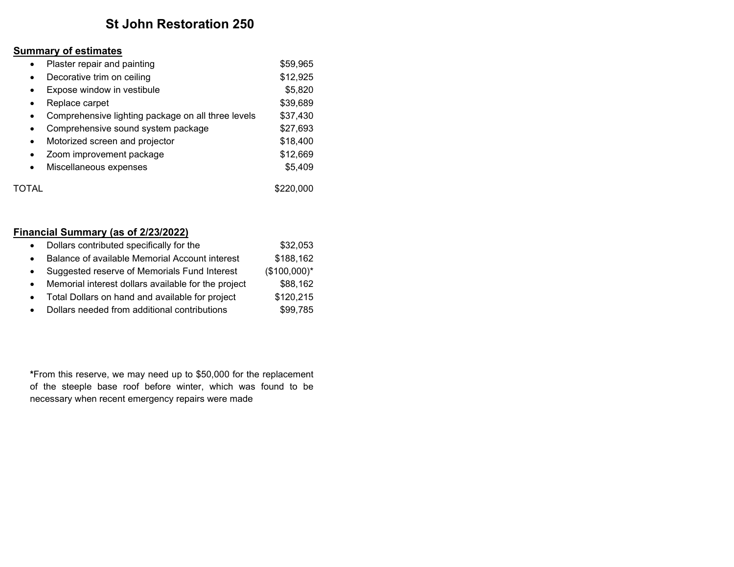# St John Restoration 250

**Summary of estimates**

| | |
|---|---|
| • Plaster repair and painting | $59,965 |
| • Decorative trim on ceiling | $12,925 |
| • Expose window in vestibule | $5,820 |
| • Replace carpet | $39,689 |
| • Comprehensive lighting package on all three levels | $37,430 |
| • Comprehensive sound system package | $27,693 |
| • Motorized screen and projector | $18,400 |
| • Zoom improvement package | $12,669 |
| • Miscellaneous expenses | $5,409 |
| TOTAL | $220,000 |

**Financial Summary (as of 2/23/2022)**

| | |
|---|---|
| • Dollars contributed specifically for the | $32,053 |
| • Balance of available Memorial Account interest | $188,162 |
| • Suggested reserve of Memorials Fund Interest | ($100,000)* |
| • Memorial interest dollars available for the project | $88,162 |
| • Total Dollars on hand and available for project | $120,215 |
| • Dollars needed from additional contributions | $99,785 |

*From this reserve, we may need up to $50,000 for the replacement of the steeple base roof before winter, which was found to be necessary when recent emergency repairs were made